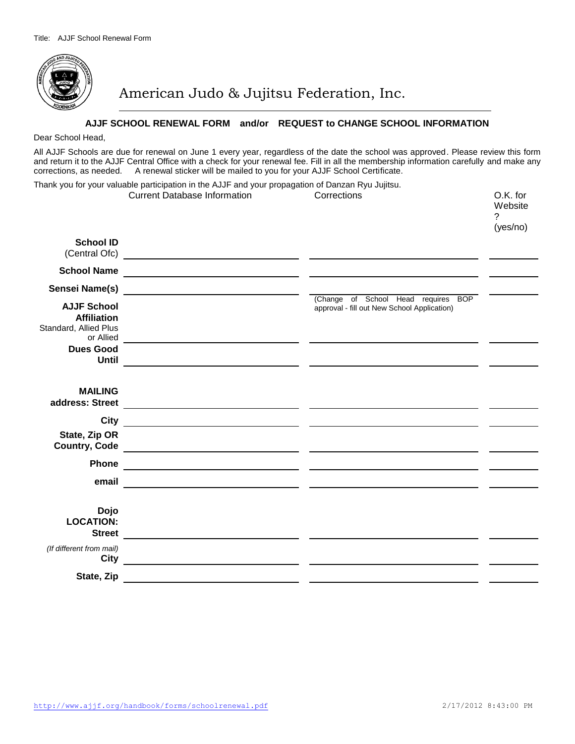Title: AJJF School Renewal Form

# American Judo & Jujitsu Federation, Inc.

## AJJF SCHOOL RENEWAL FORM and/or REQUEST to CHANGE SCHOOL INFORMATION

Dear School Head,

All AJJF Schools are due for renewal on June 1 every year, regardless of the date the school was approved. Please review this form and return it to the AJJF Central Office with a check for your renewal fee. Fill in all the membership information carefully and make any corrections, as needed. A renewal sticker will be mailed to you for your AJJF School Certificate.

Thank you for your valuable participation in the AJJF and your propagation of Danzan Ryu Jujitsu.

| | Current Database Information | Corrections | O.K. for Website ? (yes/no) |
|---|---|---|---|
| **School ID** (Central Ofc) | | | |
| **School Name** | | | |
| **Sensei Name(s)** | | | |
| **AJJF School Affiliation** Standard, Allied Plus or Allied | | (Change of School Head requires BOP approval - fill out New School Application) | |
| **Dues Good Until** | | | |
| **MAILING address: Street** | | | |
| **City** | | | |
| **State, Zip OR Country, Code** | | | |
| **Phone** | | | |
| **email** | | | |
| **Dojo LOCATION: Street** | | | |
| *(If different from mail)* **City** | | | |
| **State, Zip** | | | |

http://www.ajjf.org/handbook/forms/schoolrenewal.pdf 2/17/2012 8:43:00 PM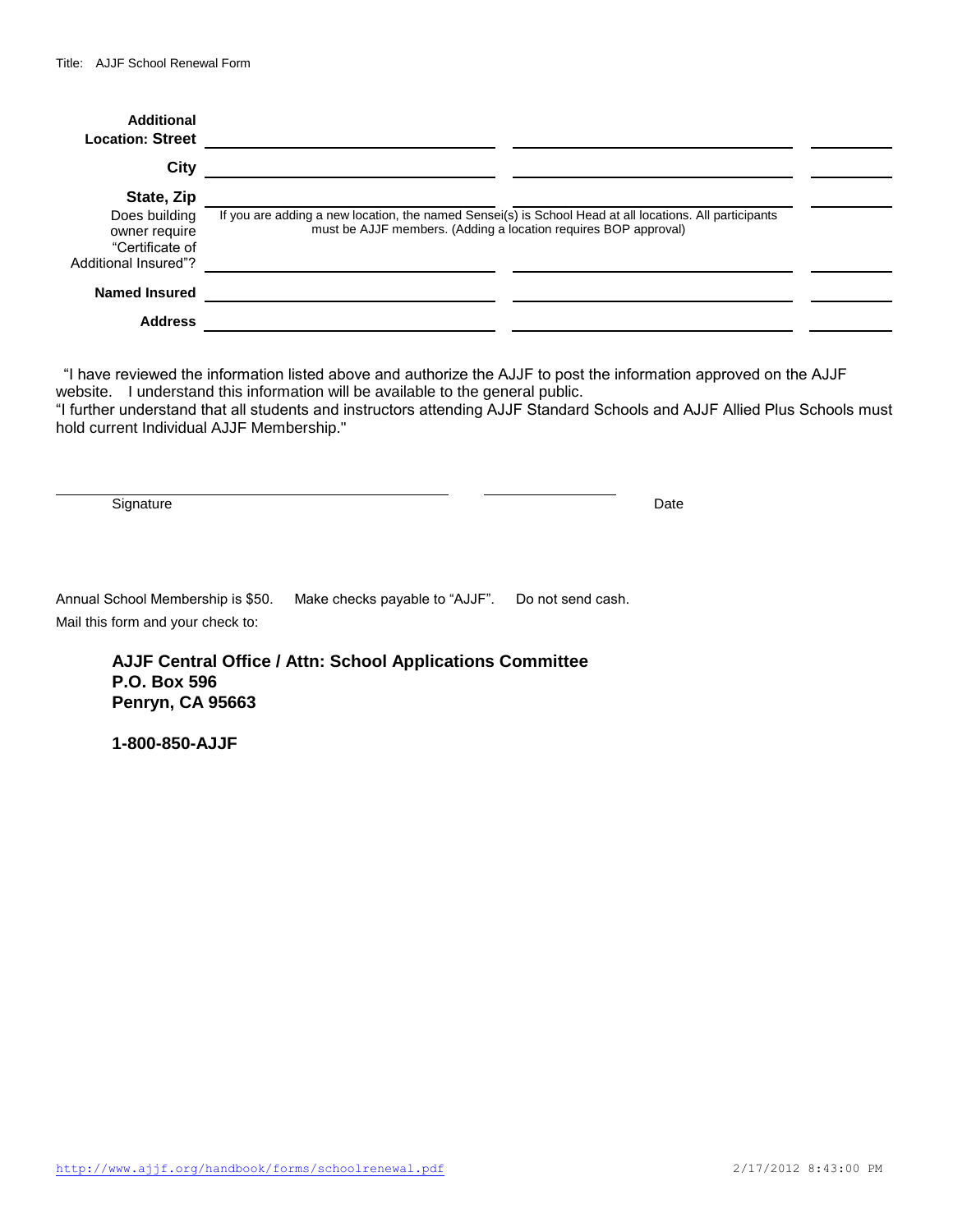| | | | |
|---|---|---|---|
| **Additional Location: Street** | | | |
| **City** | | | |
| **State, Zip** | | | |
| Does building owner require "Certificate of Additional Insured"? | If you are adding a new location, the named Sensei(s) is School Head at all locations. All participants must be AJJF members. (Adding a location requires BOP approval) | | |
| **Named Insured** | | | |
| **Address** | | | |

"I have reviewed the information listed above and authorize the AJJF to post the information approved on the AJJF website. I understand this information will be available to the general public.
"I further understand that all students and instructors attending AJJF Standard Schools and AJJF Allied Plus Schools must hold current Individual AJJF Membership."

Signature ______________________ Date ______________

Annual School Membership is $50. Make checks payable to "AJJF". Do not send cash.

Mail this form and your check to:

**AJJF Central Office / Attn: School Applications Committee**
**P.O. Box 596**
**Penryn, CA 95663**

**1-800-850-AJJF**